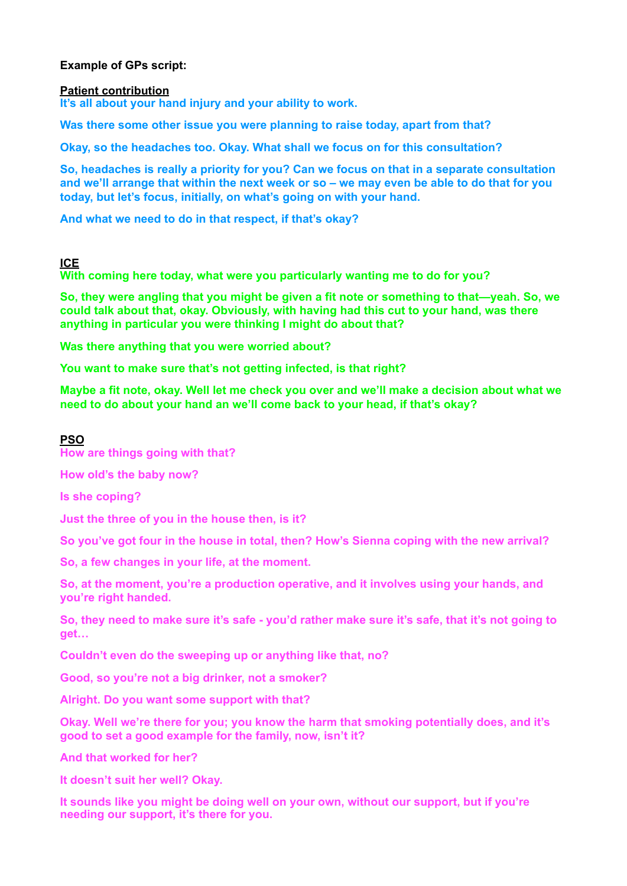**Example of GPs script:**

**Patient contribution**

**It's all about your hand injury and your ability to work.**

**Was there some other issue you were planning to raise today, apart from that?**

**Okay, so the headaches too. Okay. What shall we focus on for this consultation?**

**So, headaches is really a priority for you? Can we focus on that in a separate consultation and we'll arrange that within the next week or so – we may even be able to do that for you today, but let's focus, initially, on what's going on with your hand.**

**And what we need to do in that respect, if that's okay?**

**ICE**

**With coming here today, what were you particularly wanting me to do for you?**

**So, they were angling that you might be given a fit note or something to that—yeah. So, we could talk about that, okay. Obviously, with having had this cut to your hand, was there anything in particular you were thinking I might do about that?**

**Was there anything that you were worried about?**

**You want to make sure that's not getting infected, is that right?**

**Maybe a fit note, okay. Well let me check you over and we'll make a decision about what we need to do about your hand an we'll come back to your head, if that's okay?**

**PSO**

**How are things going with that?**

**How old's the baby now?**

**Is she coping?**

**Just the three of you in the house then, is it?**

**So you've got four in the house in total, then? How's Sienna coping with the new arrival?**

**So, a few changes in your life, at the moment.**

**So, at the moment, you're a production operative, and it involves using your hands, and you're right handed.**

**So, they need to make sure it's safe - you'd rather make sure it's safe, that it's not going to get…**

**Couldn't even do the sweeping up or anything like that, no?**

**Good, so you're not a big drinker, not a smoker?**

**Alright. Do you want some support with that?**

**Okay. Well we're there for you; you know the harm that smoking potentially does, and it's good to set a good example for the family, now, isn't it?**

**And that worked for her?**

**It doesn't suit her well? Okay.**

**It sounds like you might be doing well on your own, without our support, but if you're needing our support, it's there for you.**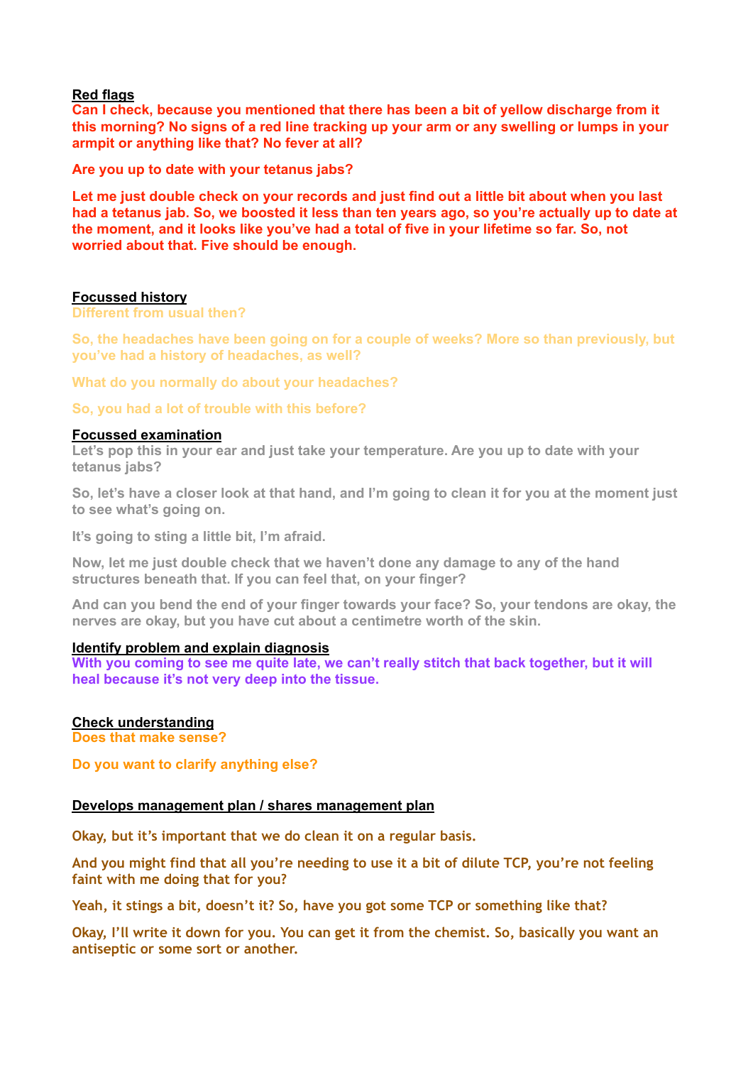**Red flags**

**Can I check, because you mentioned that there has been a bit of yellow discharge from it this morning? No signs of a red line tracking up your arm or any swelling or lumps in your armpit or anything like that? No fever at all?**

**Are you up to date with your tetanus jabs?**

**Let me just double check on your records and just find out a little bit about when you last had a tetanus jab. So, we boosted it less than ten years ago, so you're actually up to date at the moment, and it looks like you've had a total of five in your lifetime so far. So, not worried about that. Five should be enough.**

**Focussed history**

**Different from usual then?**

**So, the headaches have been going on for a couple of weeks? More so than previously, but you've had a history of headaches, as well?**

**What do you normally do about your headaches?**

**So, you had a lot of trouble with this before?**

**Focussed examination**

**Let's pop this in your ear and just take your temperature. Are you up to date with your tetanus jabs?**

**So, let's have a closer look at that hand, and I'm going to clean it for you at the moment just to see what's going on.**

**It's going to sting a little bit, I'm afraid.**

**Now, let me just double check that we haven't done any damage to any of the hand structures beneath that. If you can feel that, on your finger?**

**And can you bend the end of your finger towards your face? So, your tendons are okay, the nerves are okay, but you have cut about a centimetre worth of the skin.**

**Identify problem and explain diagnosis**

**With you coming to see me quite late, we can't really stitch that back together, but it will heal because it's not very deep into the tissue.**

**Check understanding**

**Does that make sense?**

**Do you want to clarify anything else?**

**Develops management plan / shares management plan**

**Okay, but it's important that we do clean it on a regular basis.**

**And you might find that all you're needing to use it a bit of dilute TCP, you're not feeling faint with me doing that for you?**

**Yeah, it stings a bit, doesn't it? So, have you got some TCP or something like that?**

**Okay, I'll write it down for you. You can get it from the chemist. So, basically you want an antiseptic or some sort or another.**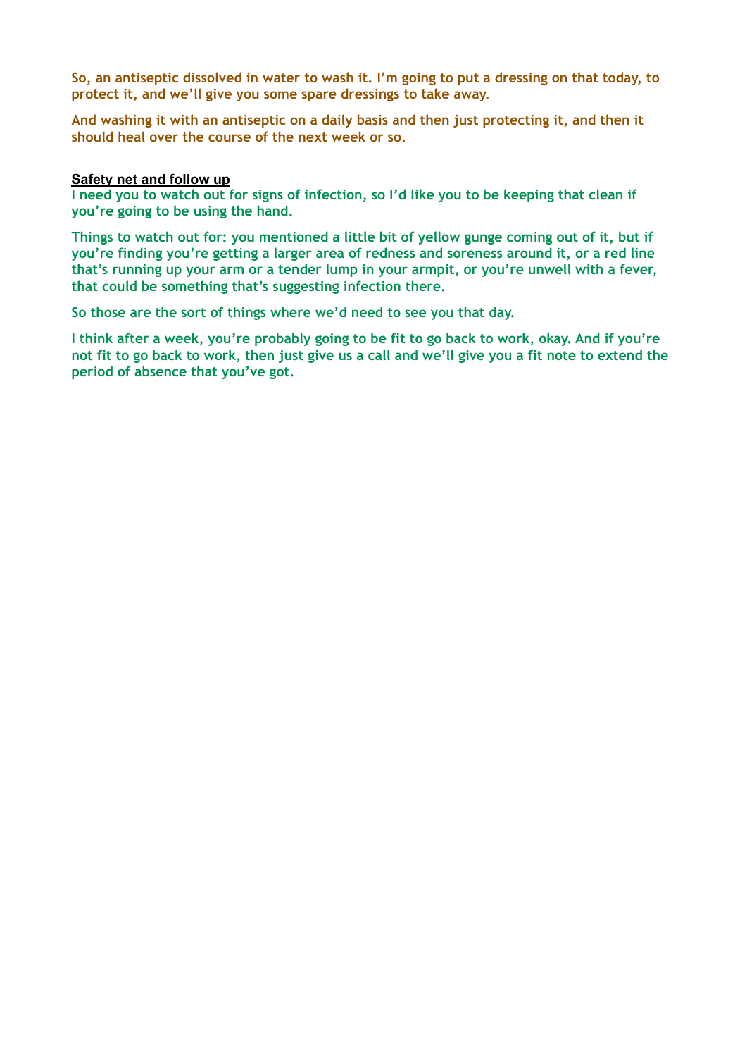So, an antiseptic dissolved in water to wash it. I'm going to put a dressing on that today, to protect it, and we'll give you some spare dressings to take away.

And washing it with an antiseptic on a daily basis and then just protecting it, and then it should heal over the course of the next week or so.

**Safety net and follow up**

I need you to watch out for signs of infection, so I'd like you to be keeping that clean if you're going to be using the hand.

Things to watch out for: you mentioned a little bit of yellow gunge coming out of it, but if you're finding you're getting a larger area of redness and soreness around it, or a red line that's running up your arm or a tender lump in your armpit, or you're unwell with a fever, that could be something that's suggesting infection there.

So those are the sort of things where we'd need to see you that day.

I think after a week, you're probably going to be fit to go back to work, okay. And if you're not fit to go back to work, then just give us a call and we'll give you a fit note to extend the period of absence that you've got.